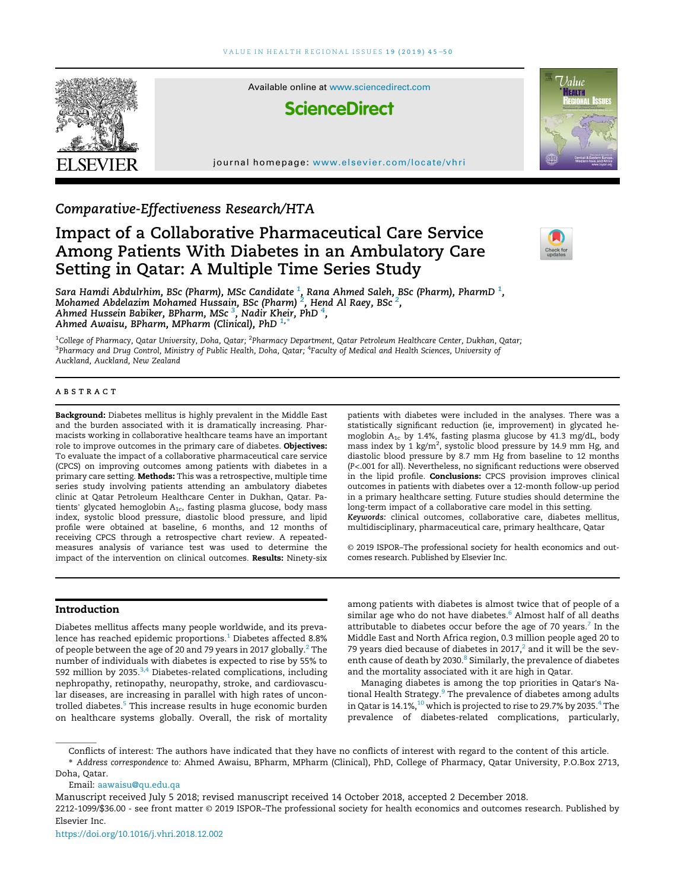Comparative-Effectiveness Research/HTA

# Impact of a Collaborative Pharmaceutical Care Service Among Patients With Diabetes in an Ambulatory Care Setting in Qatar: A Multiple Time Series Study

Sara Hamdi Abdulrhim, BSc (Pharm), MSc Candidate [1], Rana Ahmed Saleh, BSc (Pharm), PharmD [1], Mohamed Abdelazim Mohamed Hussain, BSc (Pharm) [2], Hend Al Raey, BSc [2], Ahmed Hussein Babiker, BPharm, MSc [3], Nadir Kheir, PhD [4], Ahmed Awaisu, BPharm, MPharm (Clinical), PhD [1,*]

[1]College of Pharmacy, Qatar University, Doha, Qatar; [2]Pharmacy Department, Qatar Petroleum Healthcare Center, Dukhan, Qatar; [3]Pharmacy and Drug Control, Ministry of Public Health, Doha, Qatar; [4]Faculty of Medical and Health Sciences, University of Auckland, Auckland, New Zealand

## ABSTRACT

**Background:** Diabetes mellitus is highly prevalent in the Middle East and the burden associated with it is dramatically increasing. Pharmacists working in collaborative healthcare teams have an important role to improve outcomes in the primary care of diabetes. **Objectives:** To evaluate the impact of a collaborative pharmaceutical care service (CPCS) on improving outcomes among patients with diabetes in a primary care setting. **Methods:** This was a retrospective, multiple time series study involving patients attending an ambulatory diabetes clinic at Qatar Petroleum Healthcare Center in Dukhan, Qatar. Patients' glycated hemoglobin $A_{1c}$, fasting plasma glucose, body mass index, systolic blood pressure, diastolic blood pressure, and lipid profile were obtained at baseline, 6 months, and 12 months of receiving CPCS through a retrospective chart review. A repeated-measures analysis of variance test was used to determine the impact of the intervention on clinical outcomes. **Results:** Ninety-six patients with diabetes were included in the analyses. There was a statistically significant reduction (ie, improvement) in glycated hemoglobin $A_{1c}$ by 1.4%, fasting plasma glucose by 41.3 mg/dL, body mass index by 1 kg/m$^2$, systolic blood pressure by 14.9 mm Hg, and diastolic blood pressure by 8.7 mm Hg from baseline to 12 months ($P<.001$ for all). Nevertheless, no significant reductions were observed in the lipid profile. **Conclusions:** CPCS provision improves clinical outcomes in patients with diabetes over a 12-month follow-up period in a primary healthcare setting. Future studies should determine the long-term impact of a collaborative care model in this setting.

*Keywords:* clinical outcomes, collaborative care, diabetes mellitus, multidisciplinary, pharmaceutical care, primary healthcare, Qatar

© 2019 ISPOR–The professional society for health economics and outcomes research. Published by Elsevier Inc.

## Introduction

Diabetes mellitus affects many people worldwide, and its prevalence has reached epidemic proportions.[1] Diabetes affected 8.8% of people between the age of 20 and 79 years in 2017 globally.[2] The number of individuals with diabetes is expected to rise by 55% to 592 million by 2035.[3,4] Diabetes-related complications, including nephropathy, retinopathy, neuropathy, stroke, and cardiovascular diseases, are increasing in parallel with high rates of uncontrolled diabetes.[5] This increase results in huge economic burden on healthcare systems globally. Overall, the risk of mortality among patients with diabetes is almost twice that of people of a similar age who do not have diabetes.[6] Almost half of all deaths attributable to diabetes occur before the age of 70 years.[7] In the Middle East and North Africa region, 0.3 million people aged 20 to 79 years died because of diabetes in 2017,[2] and it will be the seventh cause of death by 2030.[8] Similarly, the prevalence of diabetes and the mortality associated with it are high in Qatar.

Managing diabetes is among the top priorities in Qatar's National Health Strategy.[9] The prevalence of diabetes among adults in Qatar is 14.1%,[10] which is projected to rise to 29.7% by 2035.[4] The prevalence of diabetes-related complications, particularly,

Conflicts of interest: The authors have indicated that they have no conflicts of interest with regard to the content of this article.

\* *Address correspondence to:* Ahmed Awaisu, BPharm, MPharm (Clinical), PhD, College of Pharmacy, Qatar University, P.O.Box 2713, Doha, Qatar.

Email: aawaisu@qu.edu.qa

Manuscript received July 5 2018; revised manuscript received 14 October 2018, accepted 2 December 2018.

2212-1099/$36.00 - see front matter © 2019 ISPOR–The professional society for health economics and outcomes research. Published by Elsevier Inc.

https://doi.org/10.1016/j.vhri.2018.12.002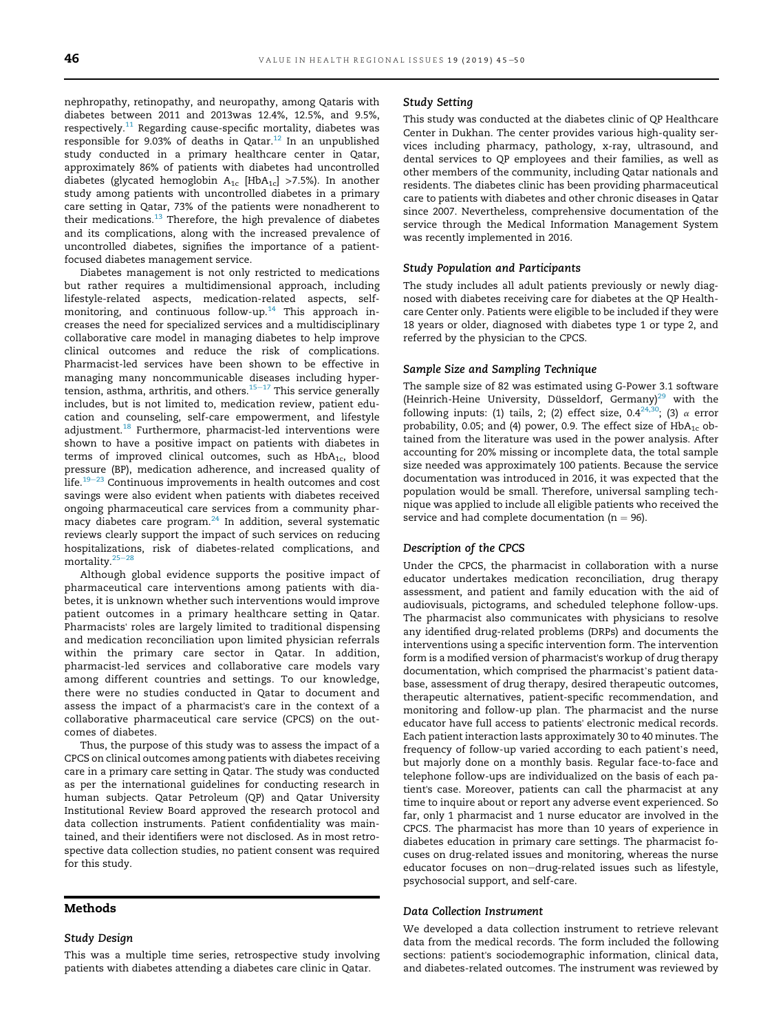nephropathy, retinopathy, and neuropathy, among Qataris with diabetes between 2011 and 2013was 12.4%, 12.5%, and 9.5%, respectively.[11] Regarding cause-specific mortality, diabetes was responsible for 9.03% of deaths in Qatar.[12] In an unpublished study conducted in a primary healthcare center in Qatar, approximately 86% of patients with diabetes had uncontrolled diabetes (glycated hemoglobin $A_{1c}$ [$HbA_{1c}$] >7.5%). In another study among patients with uncontrolled diabetes in a primary care setting in Qatar, 73% of the patients were nonadherent to their medications.[13] Therefore, the high prevalence of diabetes and its complications, along with the increased prevalence of uncontrolled diabetes, signifies the importance of a patient-focused diabetes management service.

Diabetes management is not only restricted to medications but rather requires a multidimensional approach, including lifestyle-related aspects, medication-related aspects, self-monitoring, and continuous follow-up.[14] This approach increases the need for specialized services and a multidisciplinary collaborative care model in managing diabetes to help improve clinical outcomes and reduce the risk of complications. Pharmacist-led services have been shown to be effective in managing many noncommunicable diseases including hypertension, asthma, arthritis, and others.[15–17] This service generally includes, but is not limited to, medication review, patient education and counseling, self-care empowerment, and lifestyle adjustment.[18] Furthermore, pharmacist-led interventions were shown to have a positive impact on patients with diabetes in terms of improved clinical outcomes, such as $HbA_{1c}$, blood pressure (BP), medication adherence, and increased quality of life.[19–23] Continuous improvements in health outcomes and cost savings were also evident when patients with diabetes received ongoing pharmaceutical care services from a community pharmacy diabetes care program.[24] In addition, several systematic reviews clearly support the impact of such services on reducing hospitalizations, risk of diabetes-related complications, and mortality.[25–28]

Although global evidence supports the positive impact of pharmaceutical care interventions among patients with diabetes, it is unknown whether such interventions would improve patient outcomes in a primary healthcare setting in Qatar. Pharmacists' roles are largely limited to traditional dispensing and medication reconciliation upon limited physician referrals within the primary care sector in Qatar. In addition, pharmacist-led services and collaborative care models vary among different countries and settings. To our knowledge, there were no studies conducted in Qatar to document and assess the impact of a pharmacist's care in the context of a collaborative pharmaceutical care service (CPCS) on the outcomes of diabetes.

Thus, the purpose of this study was to assess the impact of a CPCS on clinical outcomes among patients with diabetes receiving care in a primary care setting in Qatar. The study was conducted as per the international guidelines for conducting research in human subjects. Qatar Petroleum (QP) and Qatar University Institutional Review Board approved the research protocol and data collection instruments. Patient confidentiality was maintained, and their identifiers were not disclosed. As in most retrospective data collection studies, no patient consent was required for this study.

## Methods

### Study Design

This was a multiple time series, retrospective study involving patients with diabetes attending a diabetes care clinic in Qatar.

### Study Setting

This study was conducted at the diabetes clinic of QP Healthcare Center in Dukhan. The center provides various high-quality services including pharmacy, pathology, x-ray, ultrasound, and dental services to QP employees and their families, as well as other members of the community, including Qatar nationals and residents. The diabetes clinic has been providing pharmaceutical care to patients with diabetes and other chronic diseases in Qatar since 2007. Nevertheless, comprehensive documentation of the service through the Medical Information Management System was recently implemented in 2016.

### Study Population and Participants

The study includes all adult patients previously or newly diagnosed with diabetes receiving care for diabetes at the QP Healthcare Center only. Patients were eligible to be included if they were 18 years or older, diagnosed with diabetes type 1 or type 2, and referred by the physician to the CPCS.

### Sample Size and Sampling Technique

The sample size of 82 was estimated using G-Power 3.1 software (Heinrich-Heine University, Düsseldorf, Germany)[29] with the following inputs: (1) tails, 2; (2) effect size, 0.4[24,30]; (3) $\alpha$ error probability, 0.05; and (4) power, 0.9. The effect size of $HbA_{1c}$ obtained from the literature was used in the power analysis. After accounting for 20% missing or incomplete data, the total sample size needed was approximately 100 patients. Because the service documentation was introduced in 2016, it was expected that the population would be small. Therefore, universal sampling technique was applied to include all eligible patients who received the service and had complete documentation ($n = 96$).

### Description of the CPCS

Under the CPCS, the pharmacist in collaboration with a nurse educator undertakes medication reconciliation, drug therapy assessment, and patient and family education with the aid of audiovisuals, pictograms, and scheduled telephone follow-ups. The pharmacist also communicates with physicians to resolve any identified drug-related problems (DRPs) and documents the interventions using a specific intervention form. The intervention form is a modified version of pharmacist's workup of drug therapy documentation, which comprised the pharmacist's patient database, assessment of drug therapy, desired therapeutic outcomes, therapeutic alternatives, patient-specific recommendation, and monitoring and follow-up plan. The pharmacist and the nurse educator have full access to patients' electronic medical records. Each patient interaction lasts approximately 30 to 40 minutes. The frequency of follow-up varied according to each patient's need, but majorly done on a monthly basis. Regular face-to-face and telephone follow-ups are individualized on the basis of each patient's case. Moreover, patients can call the pharmacist at any time to inquire about or report any adverse event experienced. So far, only 1 pharmacist and 1 nurse educator are involved in the CPCS. The pharmacist has more than 10 years of experience in diabetes education in primary care settings. The pharmacist focuses on drug-related issues and monitoring, whereas the nurse educator focuses on non–drug-related issues such as lifestyle, psychosocial support, and self-care.

### Data Collection Instrument

We developed a data collection instrument to retrieve relevant data from the medical records. The form included the following sections: patient's sociodemographic information, clinical data, and diabetes-related outcomes. The instrument was reviewed by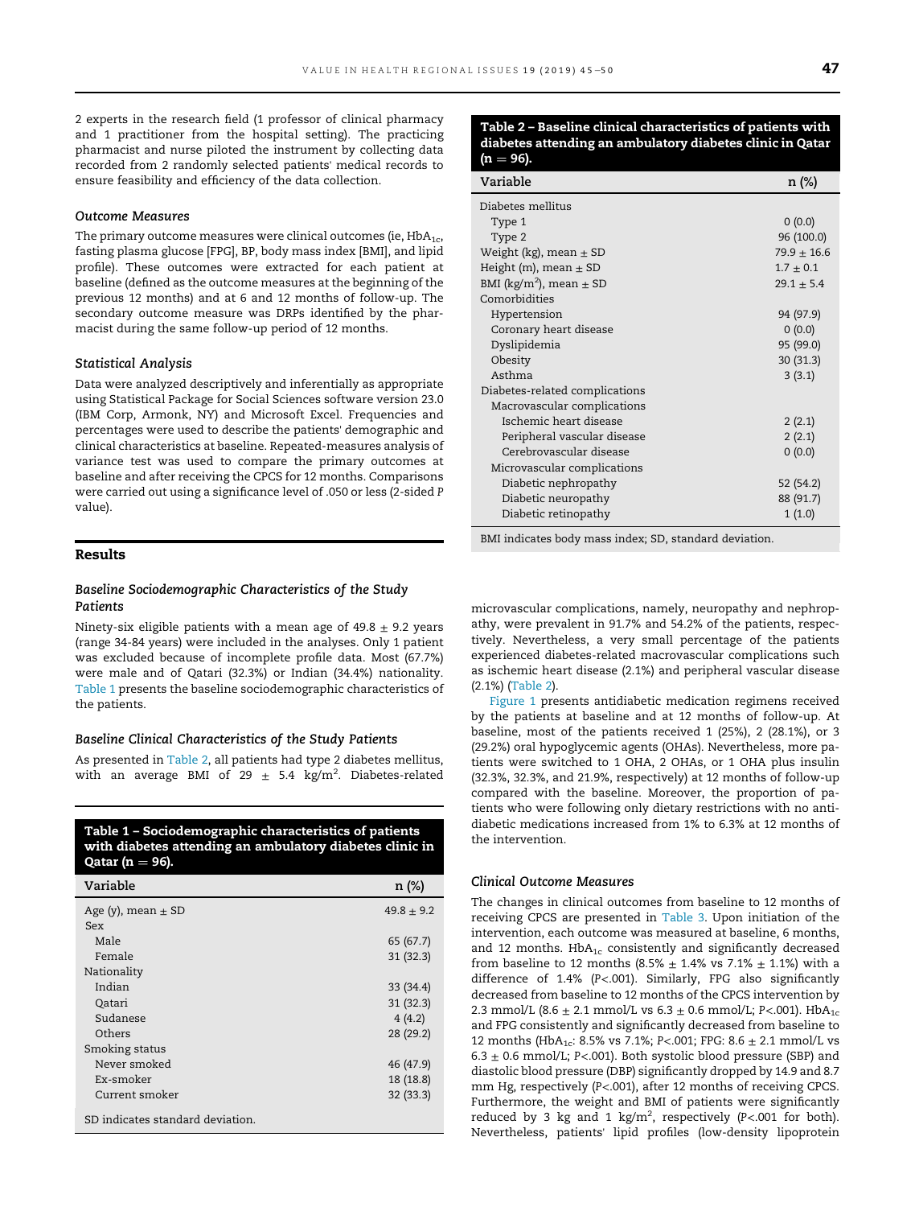2 experts in the research field (1 professor of clinical pharmacy and 1 practitioner from the hospital setting). The practicing pharmacist and nurse piloted the instrument by collecting data recorded from 2 randomly selected patients' medical records to ensure feasibility and efficiency of the data collection.

### *Outcome Measures*

The primary outcome measures were clinical outcomes (ie, $HbA_{1c}$, fasting plasma glucose [FPG], BP, body mass index [BMI], and lipid profile). These outcomes were extracted for each patient at baseline (defined as the outcome measures at the beginning of the previous 12 months) and at 6 and 12 months of follow-up. The secondary outcome measure was DRPs identified by the pharmacist during the same follow-up period of 12 months.

### *Statistical Analysis*

Data were analyzed descriptively and inferentially as appropriate using Statistical Package for Social Sciences software version 23.0 (IBM Corp, Armonk, NY) and Microsoft Excel. Frequencies and percentages were used to describe the patients' demographic and clinical characteristics at baseline. Repeated-measures analysis of variance test was used to compare the primary outcomes at baseline and after receiving the CPCS for 12 months. Comparisons were carried out using a significance level of .050 or less (2-sided *P* value).

## Results

### *Baseline Sociodemographic Characteristics of the Study Patients*

Ninety-six eligible patients with a mean age of 49.8 ± 9.2 years (range 34-84 years) were included in the analyses. Only 1 patient was excluded because of incomplete profile data. Most (67.7%) were male and of Qatari (32.3%) or Indian (34.4%) nationality. Table 1 presents the baseline sociodemographic characteristics of the patients.

### *Baseline Clinical Characteristics of the Study Patients*

As presented in Table 2, all patients had type 2 diabetes mellitus, with an average BMI of 29 ± 5.4 kg/m$^2$. Diabetes-related microvascular complications, namely, neuropathy and nephropathy, were prevalent in 91.7% and 54.2% of the patients, respectively. Nevertheless, a very small percentage of the patients experienced diabetes-related macrovascular complications such as ischemic heart disease (2.1%) and peripheral vascular disease (2.1%) (Table 2).

**Table 1 – Sociodemographic characteristics of patients with diabetes attending an ambulatory diabetes clinic in Qatar (n = 96).**

| Variable | n (%) |
|---|---|
| Age (y), mean ± SD | 49.8 ± 9.2 |
| Sex | |
| Male | 65 (67.7) |
| Female | 31 (32.3) |
| Nationality | |
| Indian | 33 (34.4) |
| Qatari | 31 (32.3) |
| Sudanese | 4 (4.2) |
| Others | 28 (29.2) |
| Smoking status | |
| Never smoked | 46 (47.9) |
| Ex-smoker | 18 (18.8) |
| Current smoker | 32 (33.3) |

SD indicates standard deviation.

**Table 2 – Baseline clinical characteristics of patients with diabetes attending an ambulatory diabetes clinic in Qatar (n = 96).**

| Variable | n (%) |
|---|---|
| Diabetes mellitus | |
| Type 1 | 0 (0.0) |
| Type 2 | 96 (100.0) |
| Weight (kg), mean ± SD | 79.9 ± 16.6 |
| Height (m), mean ± SD | 1.7 ± 0.1 |
| BMI (kg/m$^2$), mean ± SD | 29.1 ± 5.4 |
| Comorbidities | |
| Hypertension | 94 (97.9) |
| Coronary heart disease | 0 (0.0) |
| Dyslipidemia | 95 (99.0) |
| Obesity | 30 (31.3) |
| Asthma | 3 (3.1) |
| Diabetes-related complications | |
| Macrovascular complications | |
| Ischemic heart disease | 2 (2.1) |
| Peripheral vascular disease | 2 (2.1) |
| Cerebrovascular disease | 0 (0.0) |
| Microvascular complications | |
| Diabetic nephropathy | 52 (54.2) |
| Diabetic neuropathy | 88 (91.7) |
| Diabetic retinopathy | 1 (1.0) |

BMI indicates body mass index; SD, standard deviation.

Figure 1 presents antidiabetic medication regimens received by the patients at baseline and at 12 months of follow-up. At baseline, most of the patients received 1 (25%), 2 (28.1%), or 3 (29.2%) oral hypoglycemic agents (OHAs). Nevertheless, more patients were switched to 1 OHA, 2 OHAs, or 1 OHA plus insulin (32.3%, 32.3%, and 21.9%, respectively) at 12 months of follow-up compared with the baseline. Moreover, the proportion of patients who were following only dietary restrictions with no antidiabetic medications increased from 1% to 6.3% at 12 months of the intervention.

### *Clinical Outcome Measures*

The changes in clinical outcomes from baseline to 12 months of receiving CPCS are presented in Table 3. Upon initiation of the intervention, each outcome was measured at baseline, 6 months, and 12 months. $HbA_{1c}$ consistently and significantly decreased from baseline to 12 months (8.5% ± 1.4% vs 7.1% ± 1.1%) with a difference of 1.4% ($P<.001$). Similarly, FPG also significantly decreased from baseline to 12 months of the CPCS intervention by 2.3 mmol/L (8.6 ± 2.1 mmol/L vs 6.3 ± 0.6 mmol/L; $P<.001$). $HbA_{1c}$ and FPG consistently and significantly decreased from baseline to 12 months ($HbA_{1c}$: 8.5% vs 7.1%; $P<.001$; FPG: 8.6 ± 2.1 mmol/L vs 6.3 ± 0.6 mmol/L; $P<.001$). Both systolic blood pressure (SBP) and diastolic blood pressure (DBP) significantly dropped by 14.9 and 8.7 mm Hg, respectively ($P<.001$), after 12 months of receiving CPCS. Furthermore, the weight and BMI of patients were significantly reduced by 3 kg and 1 kg/m$^2$, respectively ($P<.001$ for both). Nevertheless, patients' lipid profiles (low-density lipoprotein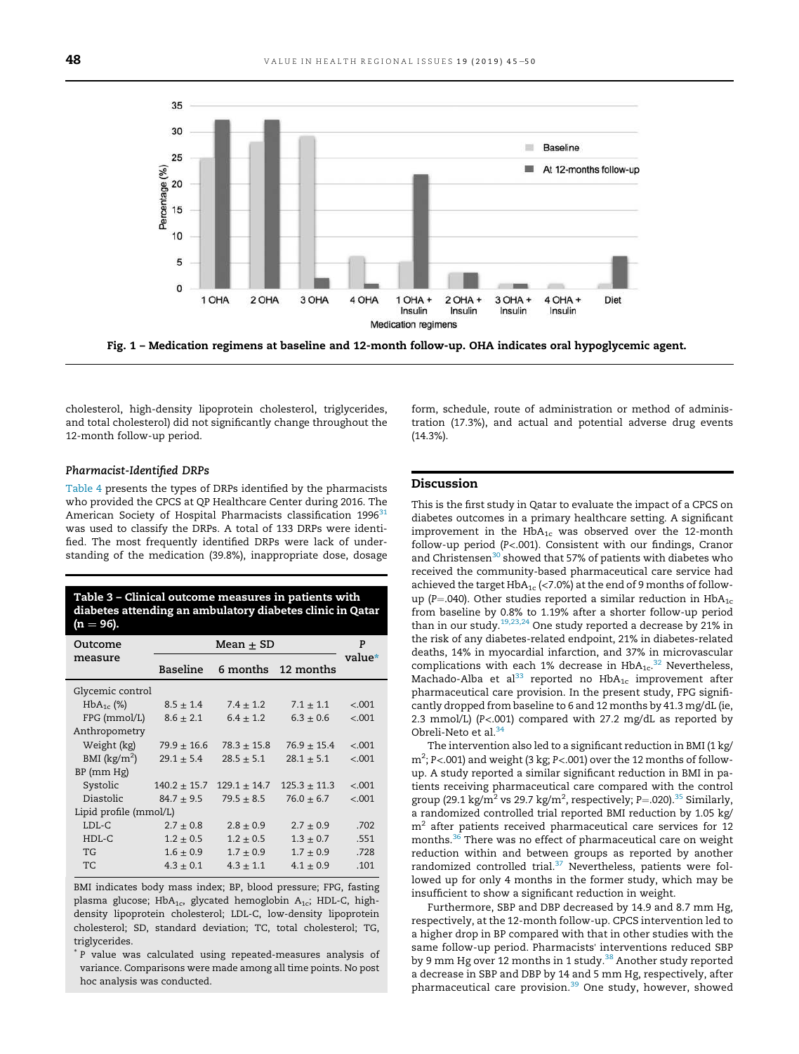Fig. 1 – Medication regimens at baseline and 12-month follow-up. OHA indicates oral hypoglycemic agent.

cholesterol, high-density lipoprotein cholesterol, triglycerides, and total cholesterol) did not significantly change throughout the 12-month follow-up period.

### Pharmacist-Identified DRPs

Table 4 presents the types of DRPs identified by the pharmacists who provided the CPCS at QP Healthcare Center during 2016. The American Society of Hospital Pharmacists classification 1996[31] was used to classify the DRPs. A total of 133 DRPs were identified. The most frequently identified DRPs were lack of understanding of the medication (39.8%), inappropriate dose, dosage form, schedule, route of administration or method of administration (17.3%), and actual and potential adverse drug events (14.3%).

**Table 3 – Clinical outcome measures in patients with diabetes attending an ambulatory diabetes clinic in Qatar (n = 96).**

| Outcome measure | Mean ± SD | | | P value* |
|---|---|---|---|---|
| | Baseline | 6 months | 12 months | |
| Glycemic control | | | | |
| $HbA_{1c}$ (%) | 8.5 ± 1.4 | 7.4 ± 1.2 | 7.1 ± 1.1 | <.001 |
| FPG (mmol/L) | 8.6 ± 2.1 | 6.4 ± 1.2 | 6.3 ± 0.6 | <.001 |
| Anthropometry | | | | |
| Weight (kg) | 79.9 ± 16.6 | 78.3 ± 15.8 | 76.9 ± 15.4 | <.001 |
| BMI ($kg/m^2$) | 29.1 ± 5.4 | 28.5 ± 5.1 | 28.1 ± 5.1 | <.001 |
| BP (mm Hg) | | | | |
| Systolic | 140.2 ± 15.7 | 129.1 ± 14.7 | 125.3 ± 11.3 | <.001 |
| Diastolic | 84.7 ± 9.5 | 79.5 ± 8.5 | 76.0 ± 6.7 | <.001 |
| Lipid profile (mmol/L) | | | | |
| LDL-C | 2.7 ± 0.8 | 2.8 ± 0.9 | 2.7 ± 0.9 | .702 |
| HDL-C | 1.2 ± 0.5 | 1.2 ± 0.5 | 1.3 ± 0.7 | .551 |
| TG | 1.6 ± 0.9 | 1.7 ± 0.9 | 1.7 ± 0.9 | .728 |
| TC | 4.3 ± 0.1 | 4.3 ± 1.1 | 4.1 ± 0.9 | .101 |

BMI indicates body mass index; BP, blood pressure; FPG, fasting plasma glucose; $HbA_{1c}$, glycated hemoglobin $A_{1c}$; HDL-C, high-density lipoprotein cholesterol; LDL-C, low-density lipoprotein cholesterol; SD, standard deviation; TC, total cholesterol; TG, triglycerides.

\* P value was calculated using repeated-measures analysis of variance. Comparisons were made among all time points. No post hoc analysis was conducted.

## Discussion

This is the first study in Qatar to evaluate the impact of a CPCS on diabetes outcomes in a primary healthcare setting. A significant improvement in the $HbA_{1c}$ was observed over the 12-month follow-up period ($P<.001$). Consistent with our findings, Cranor and Christensen[30] showed that 57% of patients with diabetes who received the community-based pharmaceutical care service had achieved the target $HbA_{1c}$ (<7.0%) at the end of 9 months of follow-up ($P=.040$). Other studies reported a similar reduction in $HbA_{1c}$ from baseline by 0.8% to 1.19% after a shorter follow-up period than in our study.[19,23,24] One study reported a decrease by 21% in the risk of any diabetes-related endpoint, 21% in diabetes-related deaths, 14% in myocardial infarction, and 37% in microvascular complications with each 1% decrease in $HbA_{1c}$.[32] Nevertheless, Machado-Alba et al[33] reported no $HbA_{1c}$ improvement after pharmaceutical care provision. In the present study, FPG significantly dropped from baseline to 6 and 12 months by 41.3 mg/dL (ie, 2.3 mmol/L) ($P<.001$) compared with 27.2 mg/dL as reported by Obreli-Neto et al.[34]

The intervention also led to a significant reduction in BMI (1 $kg/m^2$; $P<.001$) and weight (3 kg; $P<.001$) over the 12 months of follow-up. A study reported a similar significant reduction in BMI in patients receiving pharmaceutical care compared with the control group (29.1 $kg/m^2$ vs 29.7 $kg/m^2$, respectively; $P=.020$).[35] Similarly, a randomized controlled trial reported BMI reduction by 1.05 $kg/m^2$ after patients received pharmaceutical care services for 12 months.[36] There was no effect of pharmaceutical care on weight reduction within and between groups as reported by another randomized controlled trial.[37] Nevertheless, patients were followed up for only 4 months in the former study, which may be insufficient to show a significant reduction in weight.

Furthermore, SBP and DBP decreased by 14.9 and 8.7 mm Hg, respectively, at the 12-month follow-up. CPCS intervention led to a higher drop in BP compared with that in other studies with the same follow-up period. Pharmacists' interventions reduced SBP by 9 mm Hg over 12 months in 1 study.[38] Another study reported a decrease in SBP and DBP by 14 and 5 mm Hg, respectively, after pharmaceutical care provision.[39] One study, however, showed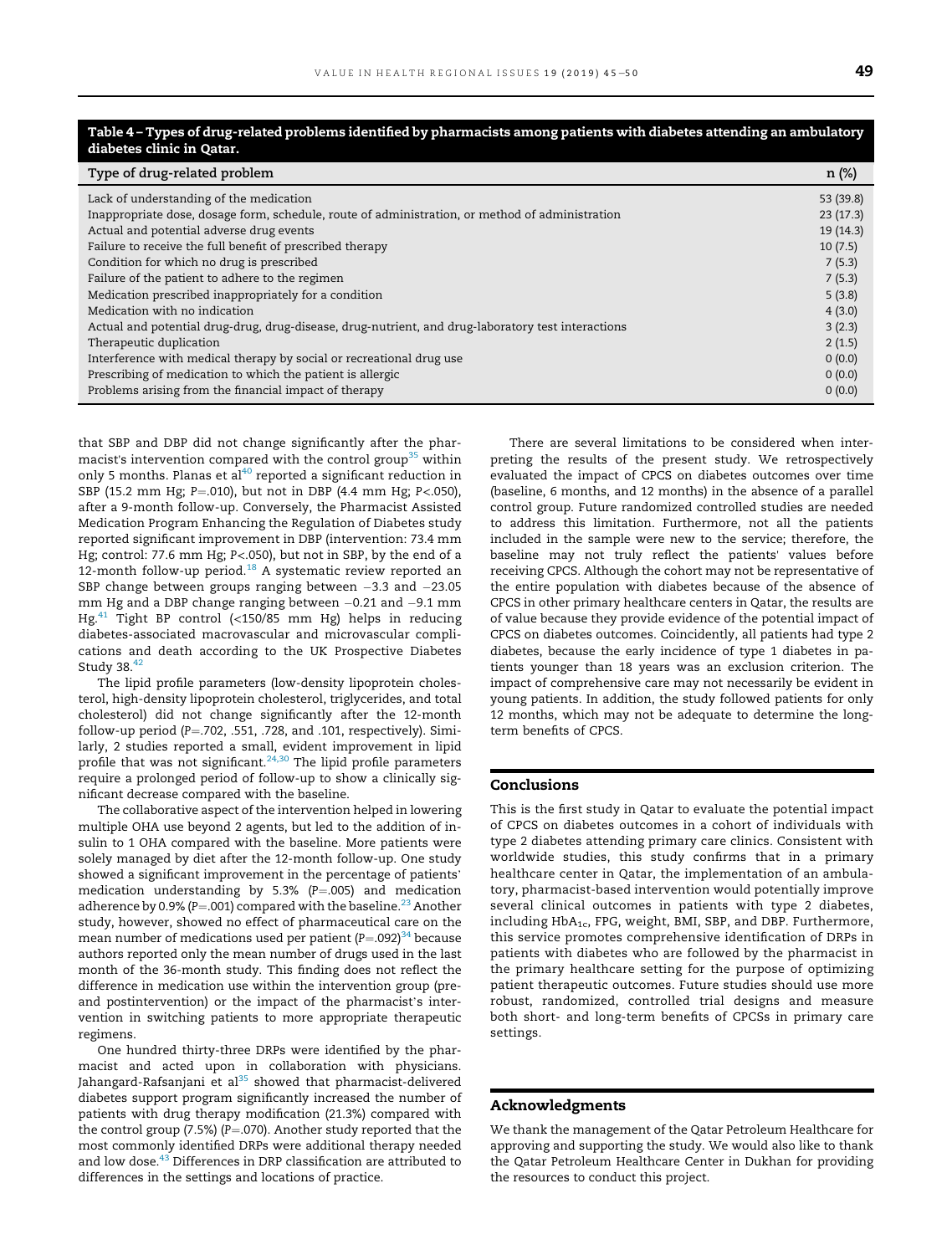**Table 4 – Types of drug-related problems identified by pharmacists among patients with diabetes attending an ambulatory diabetes clinic in Qatar.**

| Type of drug-related problem | n (%) |
|---|---|
| Lack of understanding of the medication | 53 (39.8) |
| Inappropriate dose, dosage form, schedule, route of administration, or method of administration | 23 (17.3) |
| Actual and potential adverse drug events | 19 (14.3) |
| Failure to receive the full benefit of prescribed therapy | 10 (7.5) |
| Condition for which no drug is prescribed | 7 (5.3) |
| Failure of the patient to adhere to the regimen | 7 (5.3) |
| Medication prescribed inappropriately for a condition | 5 (3.8) |
| Medication with no indication | 4 (3.0) |
| Actual and potential drug-drug, drug-disease, drug-nutrient, and drug-laboratory test interactions | 3 (2.3) |
| Therapeutic duplication | 2 (1.5) |
| Interference with medical therapy by social or recreational drug use | 0 (0.0) |
| Prescribing of medication to which the patient is allergic | 0 (0.0) |
| Problems arising from the financial impact of therapy | 0 (0.0) |

that SBP and DBP did not change significantly after the pharmacist's intervention compared with the control group[35] within only 5 months. Planas et al[40] reported a significant reduction in SBP (15.2 mm Hg; $P=.010$), but not in DBP (4.4 mm Hg; $P<.050$), after a 9-month follow-up. Conversely, the Pharmacist Assisted Medication Program Enhancing the Regulation of Diabetes study reported significant improvement in DBP (intervention: 73.4 mm Hg; control: 77.6 mm Hg; $P<.050$), but not in SBP, by the end of a 12-month follow-up period.[18] A systematic review reported an SBP change between groups ranging between −3.3 and −23.05 mm Hg and a DBP change ranging between −0.21 and −9.1 mm Hg.[41] Tight BP control (<150/85 mm Hg) helps in reducing diabetes-associated macrovascular and microvascular complications and death according to the UK Prospective Diabetes Study 38.[42]

The lipid profile parameters (low-density lipoprotein cholesterol, high-density lipoprotein cholesterol, triglycerides, and total cholesterol) did not change significantly after the 12-month follow-up period ($P=.702$, .551, .728, and .101, respectively). Similarly, 2 studies reported a small, evident improvement in lipid profile that was not significant.[24,30] The lipid profile parameters require a prolonged period of follow-up to show a clinically significant decrease compared with the baseline.

The collaborative aspect of the intervention helped in lowering multiple OHA use beyond 2 agents, but led to the addition of insulin to 1 OHA compared with the baseline. More patients were solely managed by diet after the 12-month follow-up. One study showed a significant improvement in the percentage of patients' medication understanding by 5.3% ($P=.005$) and medication adherence by 0.9% ($P=.001$) compared with the baseline.[23] Another study, however, showed no effect of pharmaceutical care on the mean number of medications used per patient ($P=.092$)[34] because authors reported only the mean number of drugs used in the last month of the 36-month study. This finding does not reflect the difference in medication use within the intervention group (pre- and postintervention) or the impact of the pharmacist's intervention in switching patients to more appropriate therapeutic regimens.

One hundred thirty-three DRPs were identified by the pharmacist and acted upon in collaboration with physicians. Jahangard-Rafsanjani et al[35] showed that pharmacist-delivered diabetes support program significantly increased the number of patients with drug therapy modification (21.3%) compared with the control group (7.5%) ($P=.070$). Another study reported that the most commonly identified DRPs were additional therapy needed and low dose.[43] Differences in DRP classification are attributed to differences in the settings and locations of practice.

There are several limitations to be considered when interpreting the results of the present study. We retrospectively evaluated the impact of CPCS on diabetes outcomes over time (baseline, 6 months, and 12 months) in the absence of a parallel control group. Future randomized controlled studies are needed to address this limitation. Furthermore, not all the patients included in the sample were new to the service; therefore, the baseline may not truly reflect the patients' values before receiving CPCS. Although the cohort may not be representative of the entire population with diabetes because of the absence of CPCS in other primary healthcare centers in Qatar, the results are of value because they provide evidence of the potential impact of CPCS on diabetes outcomes. Coincidently, all patients had type 2 diabetes, because the early incidence of type 1 diabetes in patients younger than 18 years was an exclusion criterion. The impact of comprehensive care may not necessarily be evident in young patients. In addition, the study followed patients for only 12 months, which may not be adequate to determine the long-term benefits of CPCS.

## Conclusions

This is the first study in Qatar to evaluate the potential impact of CPCS on diabetes outcomes in a cohort of individuals with type 2 diabetes attending primary care clinics. Consistent with worldwide studies, this study confirms that in a primary healthcare center in Qatar, the implementation of an ambulatory, pharmacist-based intervention would potentially improve several clinical outcomes in patients with type 2 diabetes, including $HbA_{1c}$, FPG, weight, BMI, SBP, and DBP. Furthermore, this service promotes comprehensive identification of DRPs in patients with diabetes who are followed by the pharmacist in the primary healthcare setting for the purpose of optimizing patient therapeutic outcomes. Future studies should use more robust, randomized, controlled trial designs and measure both short- and long-term benefits of CPCSs in primary care settings.

## Acknowledgments

We thank the management of the Qatar Petroleum Healthcare for approving and supporting the study. We would also like to thank the Qatar Petroleum Healthcare Center in Dukhan for providing the resources to conduct this project.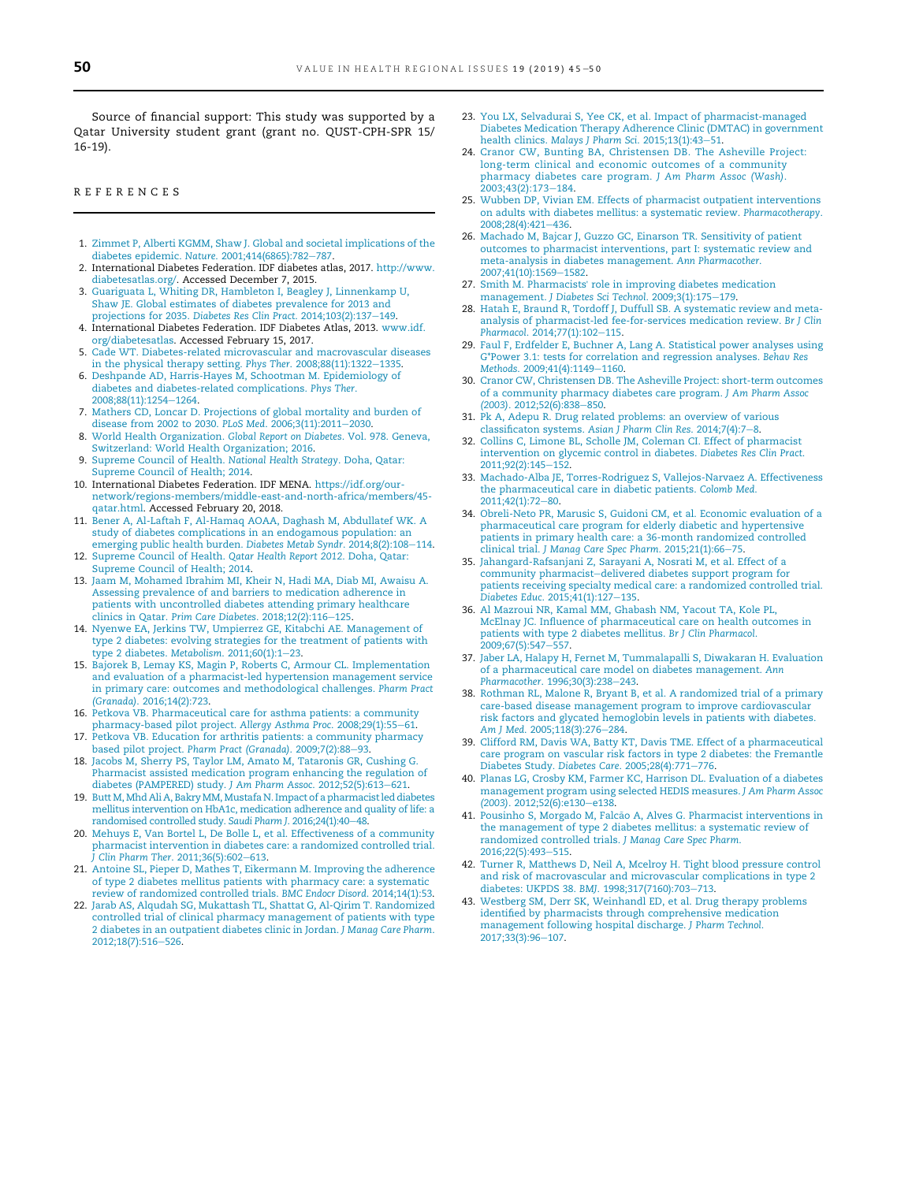Source of financial support: This study was supported by a Qatar University student grant (grant no. QUST-CPH-SPR 15/16-19).

## REFERENCES

1. Zimmet P, Alberti KGMM, Shaw J. Global and societal implications of the diabetes epidemic. *Nature*. 2001;414(6865):782–787.
2. International Diabetes Federation. IDF diabetes atlas, 2017. http://www.diabetesatlas.org/. Accessed December 7, 2015.
3. Guariguata L, Whiting DR, Hambleton I, Beagley J, Linnenkamp U, Shaw JE. Global estimates of diabetes prevalence for 2013 and projections for 2035. *Diabetes Res Clin Pract*. 2014;103(2):137–149.
4. International Diabetes Federation. IDF Diabetes Atlas, 2013. www.idf.org/diabetesatlas. Accessed February 15, 2017.
5. Cade WT. Diabetes-related microvascular and macrovascular diseases in the physical therapy setting. *Phys Ther*. 2008;88(11):1322–1335.
6. Deshpande AD, Harris-Hayes M, Schootman M. Epidemiology of diabetes and diabetes-related complications. *Phys Ther*. 2008;88(11):1254–1264.
7. Mathers CD, Loncar D. Projections of global mortality and burden of disease from 2002 to 2030. *PLoS Med*. 2006;3(11):2011–2030.
8. World Health Organization. *Global Report on Diabetes*. Vol. 978. Geneva, Switzerland: World Health Organization; 2016.
9. Supreme Council of Health. *National Health Strategy*. Doha, Qatar: Supreme Council of Health; 2014.
10. International Diabetes Federation. IDF MENA. https://idf.org/our-network/regions-members/middle-east-and-north-africa/members/45-qatar.html. Accessed February 20, 2018.
11. Bener A, Al-Laftah F, Al-Hamaq AOAA, Daghash M, Abdullatef WK. A study of diabetes complications in an endogamous population: an emerging public health burden. *Diabetes Metab Syndr*. 2014;8(2):108–114.
12. Supreme Council of Health. *Qatar Health Report 2012*. Doha, Qatar: Supreme Council of Health; 2014.
13. Jaam M, Mohamed Ibrahim MI, Kheir N, Hadi MA, Diab MI, Awaisu A. Assessing prevalence of and barriers to medication adherence in patients with uncontrolled diabetes attending primary healthcare clinics in Qatar. *Prim Care Diabetes*. 2018;12(2):116–125.
14. Nyenwe EA, Jerkins TW, Umpierrez GE, Kitabchi AE. Management of type 2 diabetes: evolving strategies for the treatment of patients with type 2 diabetes. *Metabolism*. 2011;60(1):1–23.
15. Bajorek B, Lemay KS, Magin P, Roberts C, Armour CL. Implementation and evaluation of a pharmacist-led hypertension management service in primary care: outcomes and methodological challenges. *Pharm Pract (Granada)*. 2016;14(2):723.
16. Petkova VB. Pharmaceutical care for asthma patients: a community pharmacy-based pilot project. *Allergy Asthma Proc*. 2008;29(1):55–61.
17. Petkova VB. Education for arthritis patients: a community pharmacy based pilot project. *Pharm Pract (Granada)*. 2009;7(2):88–93.
18. Jacobs M, Sherry PS, Taylor LM, Amato M, Tataronis GR, Cushing G. Pharmacist assisted medication program enhancing the regulation of diabetes (PAMPERED) study. *J Am Pharm Assoc*. 2012;52(5):613–621.
19. Butt M, Mhd Ali A, Bakry MM, Mustafa N. Impact of a pharmacist led diabetes mellitus intervention on HbA1c, medication adherence and quality of life: a randomised controlled study. *Saudi Pharm J*. 2016;24(1):40–48.
20. Mehuys E, Van Bortel L, De Bolle L, et al. Effectiveness of a community pharmacist intervention in diabetes care: a randomized controlled trial. *J Clin Pharm Ther*. 2011;36(5):602–613.
21. Antoine SL, Pieper D, Mathes T, Eikermann M. Improving the adherence of type 2 diabetes mellitus patients with pharmacy care: a systematic review of randomized controlled trials. *BMC Endocr Disord*. 2014;14(1):53.
22. Jarab AS, Alqudah SG, Mukattash TL, Shattat G, Al-Qirim T. Randomized controlled trial of clinical pharmacy management of patients with type 2 diabetes in an outpatient diabetes clinic in Jordan. *J Manag Care Pharm*. 2012;18(7):516–526.
23. You LX, Selvadurai S, Yee CK, et al. Impact of pharmacist-managed Diabetes Medication Therapy Adherence Clinic (DMTAC) in government health clinics. *Malays J Pharm Sci*. 2015;13(1):43–51.
24. Cranor CW, Bunting BA, Christensen DB. The Asheville Project: long-term clinical and economic outcomes of a community pharmacy diabetes care program. *J Am Pharm Assoc (Wash)*. 2003;43(2):173–184.
25. Wubben DP, Vivian EM. Effects of pharmacist outpatient interventions on adults with diabetes mellitus: a systematic review. *Pharmacotherapy*. 2008;28(4):421–436.
26. Machado M, Bajcar J, Guzzo GC, Einarson TR. Sensitivity of patient outcomes to pharmacist interventions, part I: systematic review and meta-analysis in diabetes management. *Ann Pharmacother*. 2007;41(10):1569–1582.
27. Smith M. Pharmacists' role in improving diabetes medication management. *J Diabetes Sci Technol*. 2009;3(1):175–179.
28. Hatah E, Braund R, Tordoff J, Duffull SB. A systematic review and meta-analysis of pharmacist-led fee-for-services medication review. *Br J Clin Pharmacol*. 2014;77(1):102–115.
29. Faul F, Erdfelder E, Buchner A, Lang A. Statistical power analyses using G*Power 3.1: tests for correlation and regression analyses. *Behav Res Methods*. 2009;41(4):1149–1160.
30. Cranor CW, Christensen DB. The Asheville Project: short-term outcomes of a community pharmacy diabetes care program. *J Am Pharm Assoc (2003)*. 2012;52(6):838–850.
31. Pk A, Adepu R. Drug related problems: an overview of various classificaton systems. *Asian J Pharm Clin Res*. 2014;7(4):7–8.
32. Collins C, Limone BL, Scholle JM, Coleman CI. Effect of pharmacist intervention on glycemic control in diabetes. *Diabetes Res Clin Pract*. 2011;92(2):145–152.
33. Machado-Alba JE, Torres-Rodriguez S, Vallejos-Narvaez A. Effectiveness the pharmaceutical care in diabetic patients. *Colomb Med*. 2011;42(1):72–80.
34. Obreli-Neto PR, Marusic S, Guidoni CM, et al. Economic evaluation of a pharmaceutical care program for elderly diabetic and hypertensive patients in primary health care: a 36-month randomized controlled clinical trial. *J Manag Care Spec Pharm*. 2015;21(1):66–75.
35. Jahangard-Rafsanjani Z, Sarayani A, Nosrati M, et al. Effect of a community pharmacist–delivered diabetes support program for patients receiving specialty medical care: a randomized controlled trial. *Diabetes Educ*. 2015;41(1):127–135.
36. Al Mazroui NR, Kamal MM, Ghabash NM, Yacout TA, Kole PL, McElnay JC. Influence of pharmaceutical care on health outcomes in patients with type 2 diabetes mellitus. *Br J Clin Pharmacol*. 2009;67(5):547–557.
37. Jaber LA, Halapy H, Fernet M, Tummalapalli S, Diwakaran H. Evaluation of a pharmaceutical care model on diabetes management. *Ann Pharmacother*. 1996;30(3):238–243.
38. Rothman RL, Malone R, Bryant B, et al. A randomized trial of a primary care-based disease management program to improve cardiovascular risk factors and glycated hemoglobin levels in patients with diabetes. *Am J Med*. 2005;118(3):276–284.
39. Clifford RM, Davis WA, Batty KT, Davis TME. Effect of a pharmaceutical care program on vascular risk factors in type 2 diabetes: the Fremantle Diabetes Study. *Diabetes Care*. 2005;28(4):771–776.
40. Planas LG, Crosby KM, Farmer KC, Harrison DL. Evaluation of a diabetes management program using selected HEDIS measures. *J Am Pharm Assoc (2003)*. 2012;52(6):e130–e138.
41. Pousinho S, Morgado M, Falcão A, Alves G. Pharmacist interventions in the management of type 2 diabetes mellitus: a systematic review of randomized controlled trials. *J Manag Care Spec Pharm*. 2016;22(5):493–515.
42. Turner R, Matthews D, Neil A, Mcelroy H. Tight blood pressure control and risk of macrovascular and microvascular complications in type 2 diabetes: UKPDS 38. *BMJ*. 1998;317(7160):703–713.
43. Westberg SM, Derr SK, Weinhandl ED, et al. Drug therapy problems identified by pharmacists through comprehensive medication management following hospital discharge. *J Pharm Technol*. 2017;33(3):96–107.